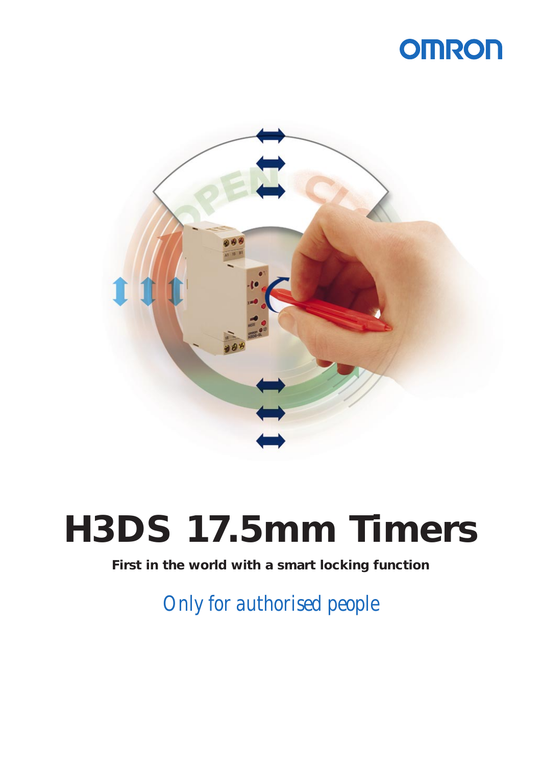OMRON

# H3DS 17.5mm Timers

**First in the world with a smart locking function**

*Only for authorised people*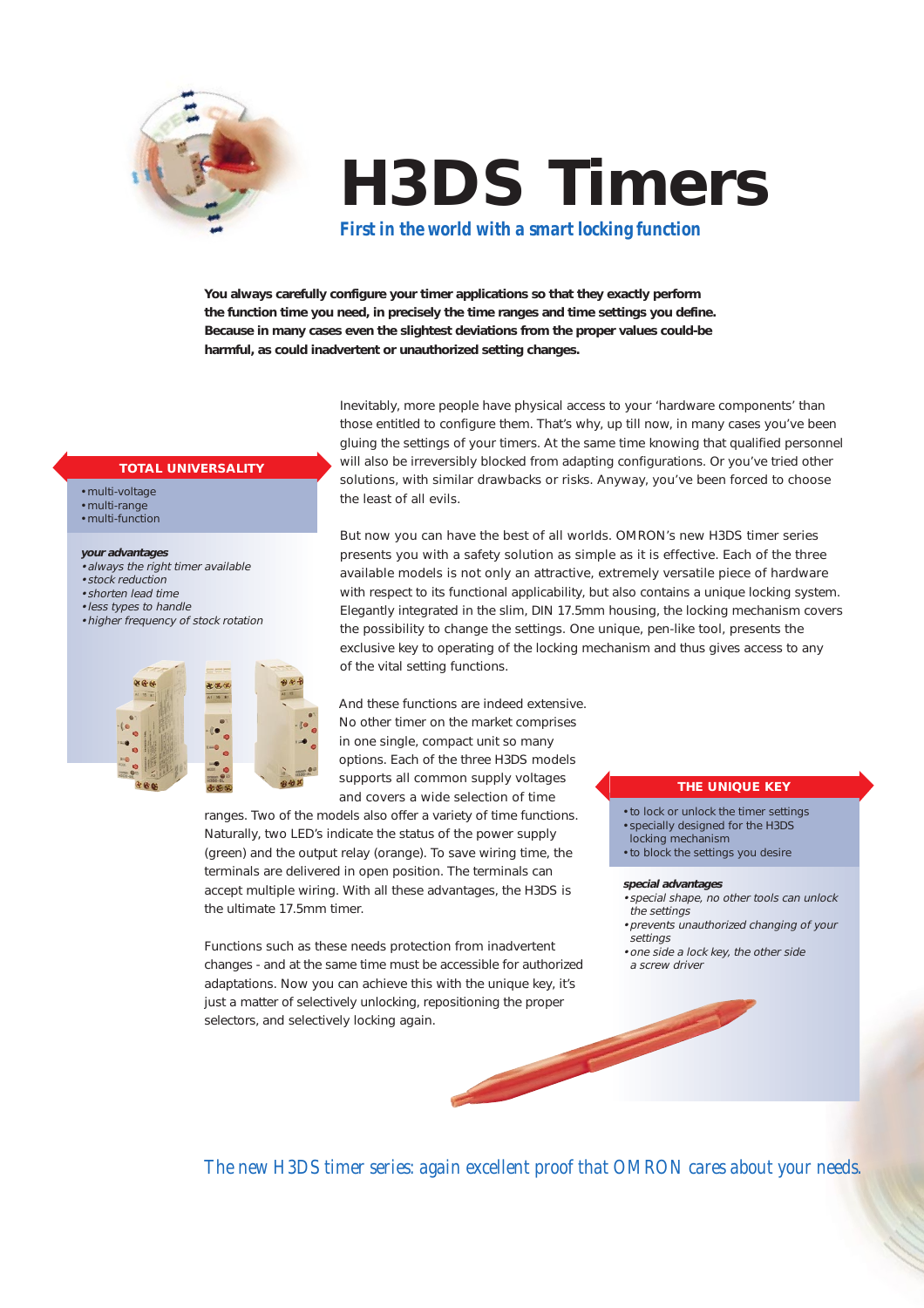# H3DS Timers

***First in the world with a smart locking function***

**You always carefully configure your timer applications so that they exactly perform the function time you need, in precisely the time ranges and time settings you define. Because in many cases even the slightest deviations from the proper values could-be harmful, as could inadvertent or unauthorized setting changes.**

Inevitably, more people have physical access to your 'hardware components' than those entitled to configure them. That's why, up till now, in many cases you've been gluing the settings of your timers. At the same time knowing that qualified personnel will also be irreversibly blocked from adapting configurations. Or you've tried other solutions, with similar drawbacks or risks. Anyway, you've been forced to choose the least of all evils.

But now you can have the best of all worlds. OMRON's new H3DS timer series presents you with a safety solution as simple as it is effective. Each of the three available models is not only an attractive, extremely versatile piece of hardware with respect to its functional applicability, but also contains a unique locking system. Elegantly integrated in the slim, DIN 17.5mm housing, the locking mechanism covers the possibility to change the settings. One unique, pen-like tool, presents the exclusive key to operating of the locking mechanism and thus gives access to any of the vital setting functions.

And these functions are indeed extensive. No other timer on the market comprises in one single, compact unit so many options. Each of the three H3DS models supports all common supply voltages and covers a wide selection of time ranges. Two of the models also offer a variety of time functions. Naturally, two LED's indicate the status of the power supply (green) and the output relay (orange). To save wiring time, the terminals are delivered in open position. The terminals can accept multiple wiring. With all these advantages, the H3DS is the ultimate 17.5mm timer.

Functions such as these needs protection from inadvertent changes - and at the same time must be accessible for authorized adaptations. Now you can achieve this with the unique key, it's just a matter of selectively unlocking, repositioning the proper selectors, and selectively locking again.

## TOTAL UNIVERSALITY

- multi-voltage
- multi-range
- multi-function

***your advantages***

- *always the right timer available*
- *stock reduction*
- *shorten lead time*
- *less types to handle*
- *higher frequency of stock rotation*

## THE UNIQUE KEY

- to lock or unlock the timer settings
- specially designed for the H3DS locking mechanism
- to block the settings you desire

***special advantages***

- *special shape, no other tools can unlock the settings*
- *prevents unauthorized changing of your settings*
- *one side a lock key, the other side a screw driver*

*The new H3DS timer series: again excellent proof that OMRON cares about your needs.*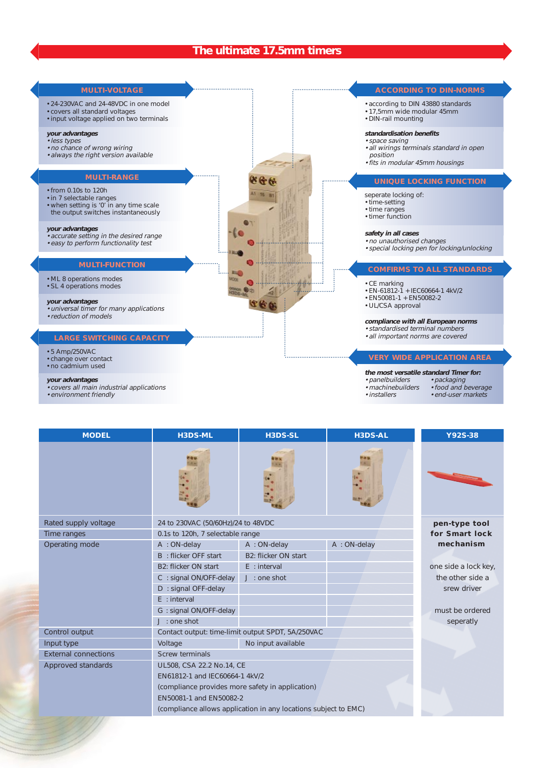# The ultimate 17.5mm timers

## MULTI-VOLTAGE

- 24-230VAC and 24-48VDC in one model
- covers all standard voltages
- input voltage applied on two terminals

***your advantages***

- *less types*
- *no chance of wrong wiring*
- *always the right version available*

## MULTI-RANGE

- from 0.10s to 120h
- in 7 selectable ranges
- when setting is '0' in any time scale the output switches instantaneously

***your advantages***

- *accurate setting in the desired range*
- *easy to perform functionality test*

## MULTI-FUNCTION

- ML 8 operations modes
- SL 4 operations modes

***your advantages***

- *universal timer for many applications*
- *reduction of models*

## LARGE SWITCHING CAPACITY

- 5 Amp/250VAC
- change over contact
- no cadmium used

***your advantages***

- *covers all main industrial applications*
- *environment friendly*

## ACCORDING TO DIN-NORMS

- according to DIN 43880 standards
- 17,5mm wide modular 45mm
- DIN-rail mounting

***standardisation benefits***

- *space saving*
- *all wirings terminals standard in open position*
- *fits in modular 45mm housings*

## UNIQUE LOCKING FUNCTION

seperate locking of:

- time-setting
- time ranges
- timer function

***safety in all cases***

- *no unauthorised changes*
- *special locking pen for locking/unlocking*

## COMFIRMS TO ALL STANDARDS

- CE marking
- EN-61812-1 + IEC60664-1 4kV/2
- EN50081-1 + EN50082-2
- UL/CSA approval

***compliance with all European norms***

- *standardised terminal numbers*
- *all important norms are covered*

## VERY WIDE APPLICATION AREA

***the most versatile standard Timer for:***

- *panelbuilders*
- *machinebuilders*
- *installers*
- *packaging*
- *food and beverage*
- *end-user markets*

| MODEL | H3DS-ML | H3DS-SL | H3DS-AL | Y92S-38 |
|---|---|---|---|---|
| Rated supply voltage | 24 to 230VAC (50/60Hz)/24 to 48VDC | | | **pen-type tool for Smart lock mechanism** |
| Time ranges | 0.1s to 120h, 7 selectable range | | | |
| Operating mode | A : ON-delay | A : ON-delay | A : ON-delay | |
| | B : flicker OFF start | B2: flicker ON start | | |
| | B2: flicker ON start | E : interval | | one side a lock key, |
| | C : signal ON/OFF-delay | J : one shot | | the other side a |
| | D : signal OFF-delay | | | srew driver |
| | E : interval | | | |
| | G : signal ON/OFF-delay | | | must be ordered |
| | J : one shot | | | seperatly |
| Control output | Contact output: time-limit output SPDT, 5A/250VAC | | | |
| Input type | Voltage | No input available | | |
| External connections | Screw terminals | | | |
| Approved standards | UL508, CSA 22.2 No.14, CE | | | |
| | EN61812-1 and IEC60664-1 4kV/2 | | | |
| | (compliance provides more safety in application) | | | |
| | EN50081-1 and EN50082-2 | | | |
| | (compliance allows application in any locations subject to EMC) | | | |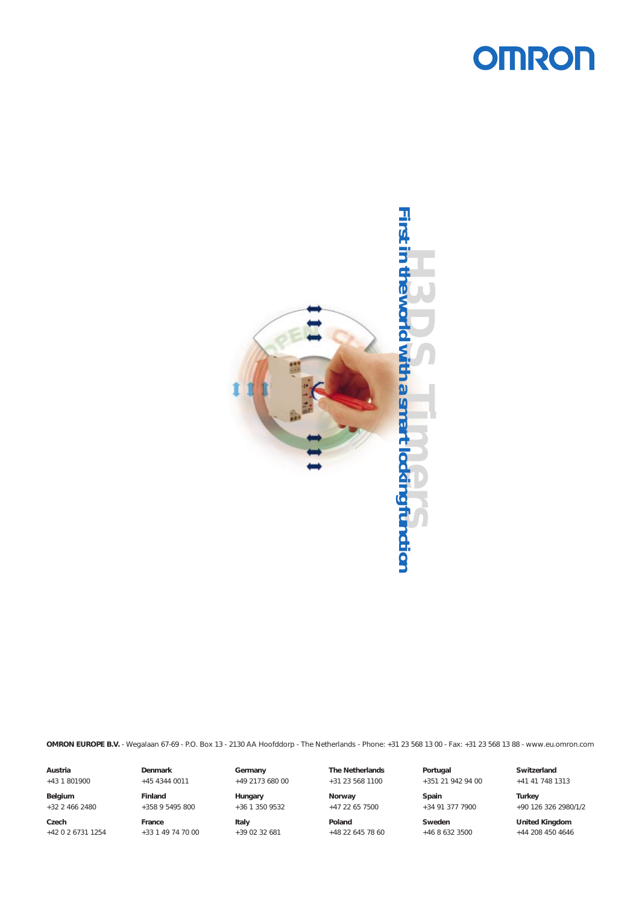# H3DS Timers

**First in the world with a smart locking function**

**OMRON EUROPE B.V.** - Wegalaan 67-69 - P.O. Box 13 - 2130 AA Hoofddorp - The Netherlands - Phone: +31 23 568 13 00 - Fax: +31 23 568 13 88 - www.eu.omron.com

**Austria**
+43 1 801900

**Belgium**
+32 2 466 2480

**Czech**
+42 0 2 6731 1254

**Denmark**
+45 4344 0011

**Finland**
+358 9 5495 800

**France**
+33 1 49 74 70 00

**Germany**
+49 2173 680 00

**Hungary**
+36 1 350 9532

**Italy**
+39 02 32 681

**The Netherlands**
+31 23 568 1100

**Norway**
+47 22 65 7500

**Poland**
+48 22 645 78 60

**Portugal**
+351 21 942 94 00

**Spain**
+34 91 377 7900

**Sweden**
+46 8 632 3500

**Switzerland**
+41 41 748 1313

**Turkey**
+90 126 326 2980/1/2

**United Kingdom**
+44 208 450 4646